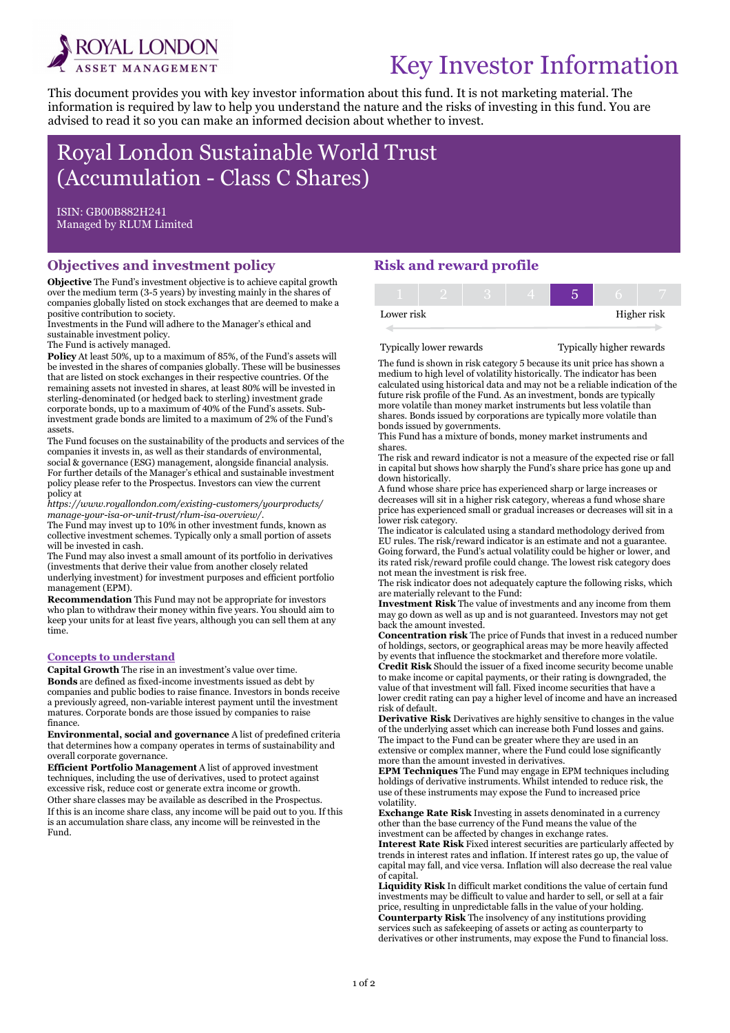ROYAL LONDON ASSET MANAGEMENT

# Key Investor Information

This document provides you with key investor information about this fund. It is not marketing material. The information is required by law to help you understand the nature and the risks of investing in this fund. You are advised to read it so you can make an informed decision about whether to invest.

## Royal London Sustainable World Trust (Accumulation - Class C Shares)

ISIN: GB00B882H241
Managed by RLUM Limited

## Objectives and investment policy

**Objective** The Fund's investment objective is to achieve capital growth over the medium term (3-5 years) by investing mainly in the shares of companies globally listed on stock exchanges that are deemed to make a positive contribution to society.
Investments in the Fund will adhere to the Manager's ethical and sustainable investment policy.
The Fund is actively managed.

**Policy** At least 50%, up to a maximum of 85%, of the Fund's assets will be invested in the shares of companies globally. These will be businesses that are listed on stock exchanges in their respective countries. Of the remaining assets not invested in shares, at least 80% will be invested in sterling-denominated (or hedged back to sterling) investment grade corporate bonds, up to a maximum of 40% of the Fund's assets. Sub-investment grade bonds are limited to a maximum of 2% of the Fund's assets.
The Fund focuses on the sustainability of the products and services of the companies it invests in, as well as their standards of environmental, social & governance (ESG) management, alongside financial analysis. For further details of the Manager's ethical and sustainable investment policy please refer to the Prospectus. Investors can view the current policy at
*https://www.royallondon.com/existing-customers/yourproducts/manage-your-isa-or-unit-trust/rlum-isa-overview/*.
The Fund may invest up to 10% in other investment funds, known as collective investment schemes. Typically only a small portion of assets will be invested in cash.
The Fund may also invest a small amount of its portfolio in derivatives (investments that derive their value from another closely related underlying investment) for investment purposes and efficient portfolio management (EPM).

**Recommendation** This Fund may not be appropriate for investors who plan to withdraw their money within five years. You should aim to keep your units for at least five years, although you can sell them at any time.

### Concepts to understand

**Capital Growth** The rise in an investment's value over time.
**Bonds** are defined as fixed-income investments issued as debt by companies and public bodies to raise finance. Investors in bonds receive a previously agreed, non-variable interest payment until the investment matures. Corporate bonds are those issued by companies to raise finance.
**Environmental, social and governance** A list of predefined criteria that determines how a company operates in terms of sustainability and overall corporate governance.
**Efficient Portfolio Management** A list of approved investment techniques, including the use of derivatives, used to protect against excessive risk, reduce cost or generate extra income or growth.
Other share classes may be available as described in the Prospectus.
If this is an income share class, any income will be paid out to you. If this is an accumulation share class, any income will be reinvested in the Fund.

## Risk and reward profile

| 1 | 2 | 3 | 4 | **5** | 6 | 7 |
|---|---|---|---|---|---|---|

Lower risk — Higher risk

Typically lower rewards — Typically higher rewards

The fund is shown in risk category 5 because its unit price has shown a medium to high level of volatility historically. The indicator has been calculated using historical data and may not be a reliable indication of the future risk profile of the Fund. As an investment, bonds are typically more volatile than money market instruments but less volatile than shares. Bonds issued by corporations are typically more volatile than bonds issued by governments.
This Fund has a mixture of bonds, money market instruments and shares.
The risk and reward indicator is not a measure of the expected rise or fall in capital but shows how sharply the Fund's share price has gone up and down historically.
A fund whose share price has experienced sharp or large increases or decreases will sit in a higher risk category, whereas a fund whose share price has experienced small or gradual increases or decreases will sit in a lower risk category.
The indicator is calculated using a standard methodology derived from EU rules. The risk/reward indicator is an estimate and not a guarantee. Going forward, the Fund's actual volatility could be higher or lower, and its rated risk/reward profile could change. The lowest risk category does not mean the investment is risk free.
The risk indicator does not adequately capture the following risks, which are materially relevant to the Fund:
**Investment Risk** The value of investments and any income from them may go down as well as up and is not guaranteed. Investors may not get back the amount invested.
**Concentration risk** The price of Funds that invest in a reduced number of holdings, sectors, or geographical areas may be more heavily affected by events that influence the stockmarket and therefore more volatile.
**Credit Risk** Should the issuer of a fixed income security become unable to make income or capital payments, or their rating is downgraded, the value of that investment will fall. Fixed income securities that have a lower credit rating can pay a higher level of income and have an increased risk of default.
**Derivative Risk** Derivatives are highly sensitive to changes in the value of the underlying asset which can increase both Fund losses and gains. The impact to the Fund can be greater where they are used in an extensive or complex manner, where the Fund could lose significantly more than the amount invested in derivatives.
**EPM Techniques** The Fund may engage in EPM techniques including holdings of derivative instruments. Whilst intended to reduce risk, the use of these instruments may expose the Fund to increased price volatility.
**Exchange Rate Risk** Investing in assets denominated in a currency other than the base currency of the Fund means the value of the investment can be affected by changes in exchange rates.
**Interest Rate Risk** Fixed interest securities are particularly affected by trends in interest rates and inflation. If interest rates go up, the value of capital may fall, and vice versa. Inflation will also decrease the real value of capital.
**Liquidity Risk** In difficult market conditions the value of certain fund investments may be difficult to value and harder to sell, or sell at a fair price, resulting in unpredictable falls in the value of your holding.
**Counterparty Risk** The insolvency of any institutions providing services such as safekeeping of assets or acting as counterparty to derivatives or other instruments, may expose the Fund to financial loss.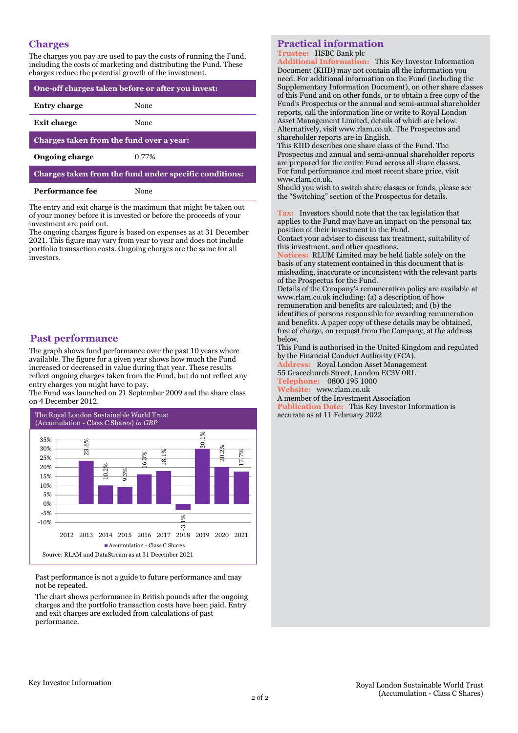## Charges

The charges you pay are used to pay the costs of running the Fund, including the costs of marketing and distributing the Fund. These charges reduce the potential growth of the investment.

| One-off charges taken before or after you invest: | |
|---|---|
| **Entry charge** | None |
| **Exit charge** | None |
| **Charges taken from the fund over a year:** | |
| **Ongoing charge** | 0.77% |
| **Charges taken from the fund under specific conditions:** | |
| **Performance fee** | None |

The entry and exit charge is the maximum that might be taken out of your money before it is invested or before the proceeds of your investment are paid out.
The ongoing charges figure is based on expenses as at 31 December 2021. This figure may vary from year to year and does not include portfolio transaction costs. Ongoing charges are the same for all investors.

## Past performance

The graph shows fund performance over the past 10 years where available. The figure for a given year shows how much the Fund increased or decreased in value during that year. These results reflect ongoing charges taken from the Fund, but do not reflect any entry charges you might have to pay.
The Fund was launched on 21 September 2009 and the share class on 4 December 2012.

The Royal London Sustainable World Trust (Accumulation - Class C Shares) *in GBP*

35%
30%
25%
20%
15%
10%
5%
0%
-5%
-10%

23.6%
10.2%
9.3%
16.3%
18.1%
-3.1%
30.1%
20.2%
17.7%

2012 2013 2014 2015 2016 2017 2018 2019 2020 2021

Accumulation - Class C Shares

Source: RLAM and DataStream as at 31 December 2021

Past performance is not a guide to future performance and may not be repeated.

The chart shows performance in British pounds after the ongoing charges and the portfolio transaction costs have been paid. Entry and exit charges are excluded from calculations of past performance.

## Practical information

**Trustee:** HSBC Bank plc
**Additional Information:** This Key Investor Information Document (KIID) may not contain all the information you need. For additional information on the Fund (including the Supplementary Information Document), on other share classes of this Fund and on other funds, or to obtain a free copy of the Fund's Prospectus or the annual and semi-annual shareholder reports, call the information line or write to Royal London Asset Management Limited, details of which are below. Alternatively, visit www.rlam.co.uk. The Prospectus and shareholder reports are in English.
This KIID describes one share class of the Fund. The Prospectus and annual and semi-annual shareholder reports are prepared for the entire Fund across all share classes.
For fund performance and most recent share price, visit www.rlam.co.uk.
Should you wish to switch share classes or funds, please see the "Switching" section of the Prospectus for details.

**Tax:** Investors should note that the tax legislation that applies to the Fund may have an impact on the personal tax position of their investment in the Fund.
Contact your adviser to discuss tax treatment, suitability of this investment, and other questions.
**Notices:** RLUM Limited may be held liable solely on the basis of any statement contained in this document that is misleading, inaccurate or inconsistent with the relevant parts of the Prospectus for the Fund.
Details of the Company's remuneration policy are available at www.rlam.co.uk including: (a) a description of how remuneration and benefits are calculated; and (b) the identities of persons responsible for awarding remuneration and benefits. A paper copy of these details may be obtained, free of charge, on request from the Company, at the address below.
This Fund is authorised in the United Kingdom and regulated by the Financial Conduct Authority (FCA).
**Address:** Royal London Asset Management
55 Gracechurch Street, London EC3V 0RL
**Telephone:** 0800 195 1000
**Website:** www.rlam.co.uk
A member of the Investment Association
**Publication Date:** This Key Investor Information is accurate as at 11 February 2022